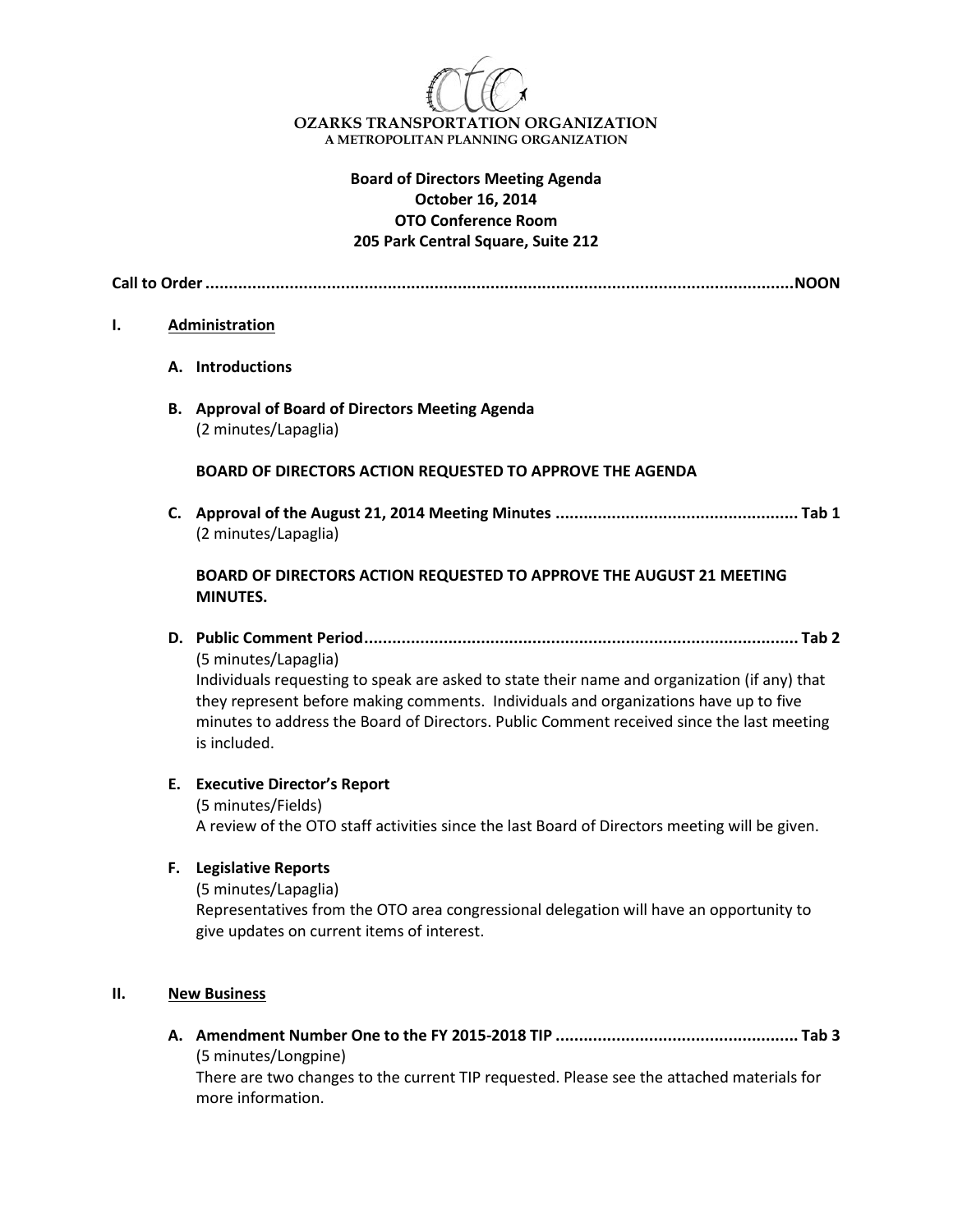**OZARKS TRANSPORTATION ORGANIZATION**
A METROPOLITAN PLANNING ORGANIZATION

# Board of Directors Meeting Agenda
**October 16, 2014**
**OTO Conference Room**
**205 Park Central Square, Suite 212**

**Call to Order ............................................................................................................................NOON**

## I. Administration

**A. Introductions**

**B. Approval of Board of Directors Meeting Agenda**
(2 minutes/Lapaglia)

**BOARD OF DIRECTORS ACTION REQUESTED TO APPROVE THE AGENDA**

**C. Approval of the August 21, 2014 Meeting Minutes .................................................... Tab 1**
(2 minutes/Lapaglia)

**BOARD OF DIRECTORS ACTION REQUESTED TO APPROVE THE AUGUST 21 MEETING MINUTES.**

**D. Public Comment Period............................................................................................ Tab 2**
(5 minutes/Lapaglia)
Individuals requesting to speak are asked to state their name and organization (if any) that they represent before making comments. Individuals and organizations have up to five minutes to address the Board of Directors. Public Comment received since the last meeting is included.

**E. Executive Director's Report**
(5 minutes/Fields)
A review of the OTO staff activities since the last Board of Directors meeting will be given.

**F. Legislative Reports**
(5 minutes/Lapaglia)
Representatives from the OTO area congressional delegation will have an opportunity to give updates on current items of interest.

## II. New Business

**A. Amendment Number One to the FY 2015-2018 TIP .................................................... Tab 3**
(5 minutes/Longpine)
There are two changes to the current TIP requested. Please see the attached materials for more information.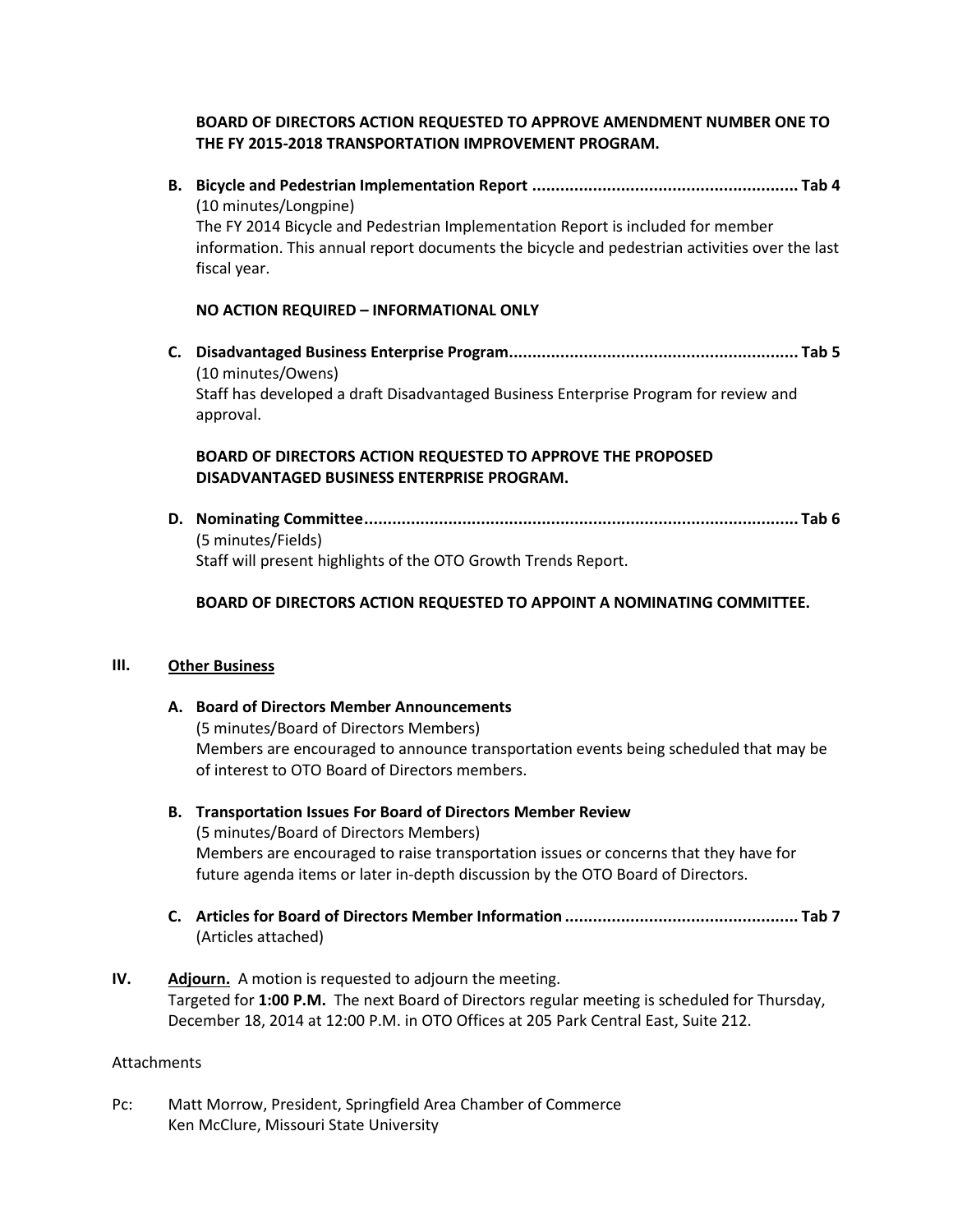**BOARD OF DIRECTORS ACTION REQUESTED TO APPROVE AMENDMENT NUMBER ONE TO THE FY 2015-2018 TRANSPORTATION IMPROVEMENT PROGRAM.**

**B. Bicycle and Pedestrian Implementation Report ........................................................ Tab 4**
(10 minutes/Longpine)
The FY 2014 Bicycle and Pedestrian Implementation Report is included for member information. This annual report documents the bicycle and pedestrian activities over the last fiscal year.

**NO ACTION REQUIRED – INFORMATIONAL ONLY**

**C. Disadvantaged Business Enterprise Program............................................................. Tab 5**
(10 minutes/Owens)
Staff has developed a draft Disadvantaged Business Enterprise Program for review and approval.

**BOARD OF DIRECTORS ACTION REQUESTED TO APPROVE THE PROPOSED DISADVANTAGED BUSINESS ENTERPRISE PROGRAM.**

**D. Nominating Committee........................................................................................... Tab 6**
(5 minutes/Fields)
Staff will present highlights of the OTO Growth Trends Report.

**BOARD OF DIRECTORS ACTION REQUESTED TO APPOINT A NOMINATING COMMITTEE.**

**III. Other Business**

**A. Board of Directors Member Announcements**
(5 minutes/Board of Directors Members)
Members are encouraged to announce transportation events being scheduled that may be of interest to OTO Board of Directors members.

**B. Transportation Issues For Board of Directors Member Review**
(5 minutes/Board of Directors Members)
Members are encouraged to raise transportation issues or concerns that they have for future agenda items or later in-depth discussion by the OTO Board of Directors.

**C. Articles for Board of Directors Member Information ................................................. Tab 7**
(Articles attached)

**IV. Adjourn.** A motion is requested to adjourn the meeting.
Targeted for **1:00 P.M.** The next Board of Directors regular meeting is scheduled for Thursday, December 18, 2014 at 12:00 P.M. in OTO Offices at 205 Park Central East, Suite 212.

Attachments

Pc: Matt Morrow, President, Springfield Area Chamber of Commerce
Ken McClure, Missouri State University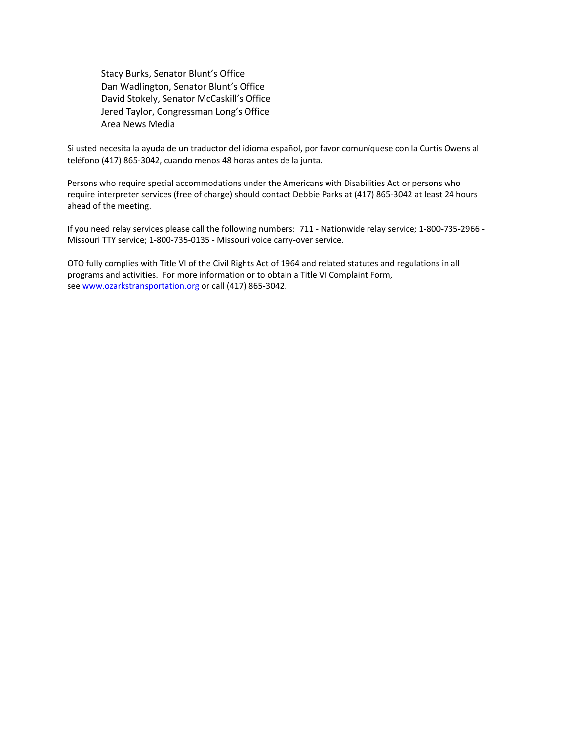Stacy Burks, Senator Blunt's Office
Dan Wadlington, Senator Blunt's Office
David Stokely, Senator McCaskill's Office
Jered Taylor, Congressman Long's Office
Area News Media

Si usted necesita la ayuda de un traductor del idioma español, por favor comuníquese con la Curtis Owens al teléfono (417) 865-3042, cuando menos 48 horas antes de la junta.

Persons who require special accommodations under the Americans with Disabilities Act or persons who require interpreter services (free of charge) should contact Debbie Parks at (417) 865-3042 at least 24 hours ahead of the meeting.

If you need relay services please call the following numbers: 711 - Nationwide relay service; 1-800-735-2966 - Missouri TTY service; 1-800-735-0135 - Missouri voice carry-over service.

OTO fully complies with Title VI of the Civil Rights Act of 1964 and related statutes and regulations in all programs and activities. For more information or to obtain a Title VI Complaint Form, see www.ozarkstransportation.org or call (417) 865-3042.